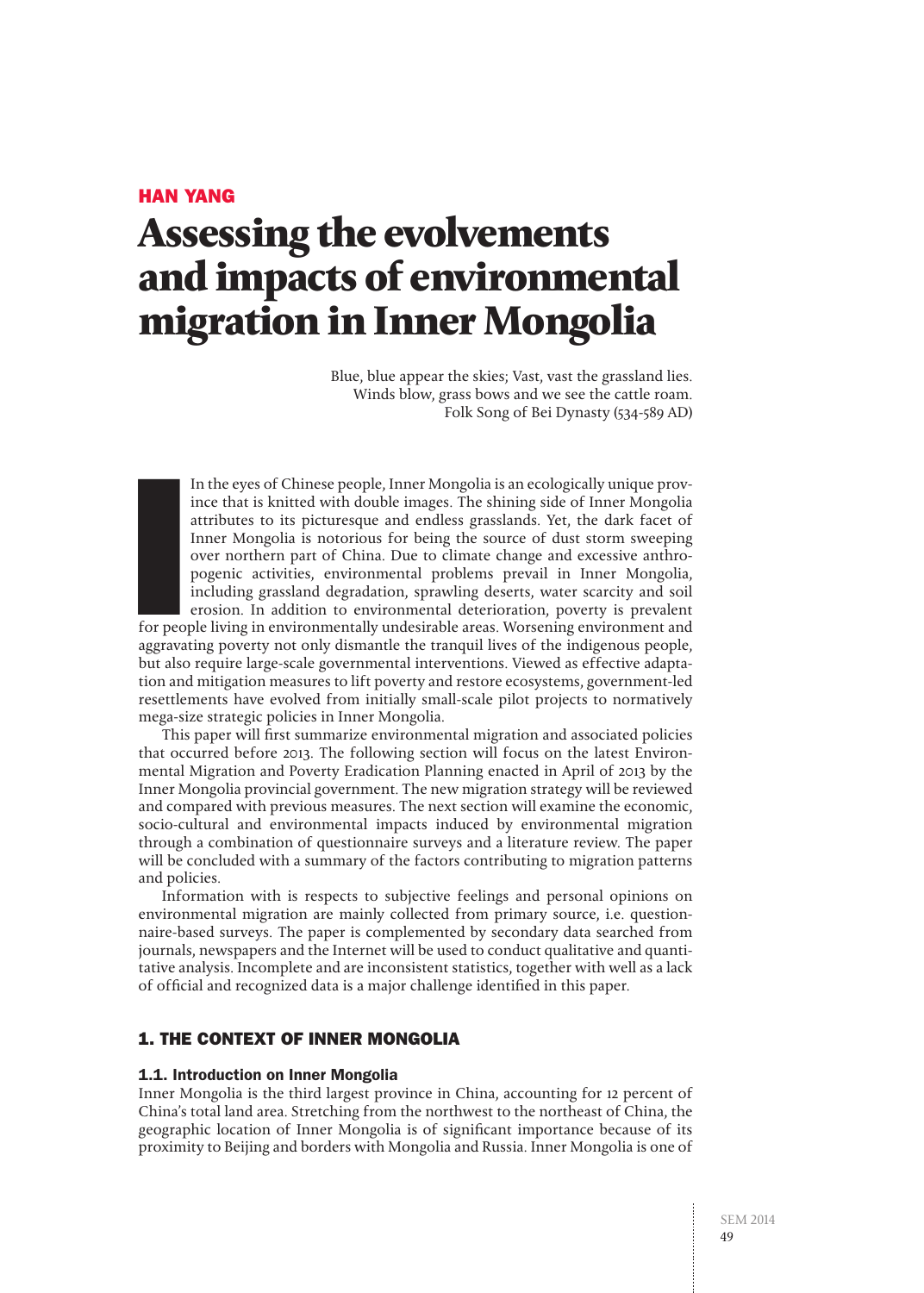HAN YANG

# Assessing the evolvements and impacts of environmental migration in Inner Mongolia

Blue, blue appear the skies; Vast, vast the grassland lies.
Winds blow, grass bows and we see the cattle roam.
Folk Song of Bei Dynasty (534-589 AD)

In the eyes of Chinese people, Inner Mongolia is an ecologically unique province that is knitted with double images. The shining side of Inner Mongolia attributes to its picturesque and endless grasslands. Yet, the dark facet of Inner Mongolia is notorious for being the source of dust storm sweeping over northern part of China. Due to climate change and excessive anthropogenic activities, environmental problems prevail in Inner Mongolia, including grassland degradation, sprawling deserts, water scarcity and soil erosion. In addition to environmental deterioration, poverty is prevalent for people living in environmentally undesirable areas. Worsening environment and aggravating poverty not only dismantle the tranquil lives of the indigenous people, but also require large-scale governmental interventions. Viewed as effective adaptation and mitigation measures to lift poverty and restore ecosystems, government-led resettlements have evolved from initially small-scale pilot projects to normatively mega-size strategic policies in Inner Mongolia.

This paper will first summarize environmental migration and associated policies that occurred before 2013. The following section will focus on the latest Environmental Migration and Poverty Eradication Planning enacted in April of 2013 by the Inner Mongolia provincial government. The new migration strategy will be reviewed and compared with previous measures. The next section will examine the economic, socio-cultural and environmental impacts induced by environmental migration through a combination of questionnaire surveys and a literature review. The paper will be concluded with a summary of the factors contributing to migration patterns and policies.

Information with is respects to subjective feelings and personal opinions on environmental migration are mainly collected from primary source, i.e. questionnaire-based surveys. The paper is complemented by secondary data searched from journals, newspapers and the Internet will be used to conduct qualitative and quantitative analysis. Incomplete and are inconsistent statistics, together with well as a lack of official and recognized data is a major challenge identified in this paper.

## 1. THE CONTEXT OF INNER MONGOLIA

### 1.1. Introduction on Inner Mongolia

Inner Mongolia is the third largest province in China, accounting for 12 percent of China's total land area. Stretching from the northwest to the northeast of China, the geographic location of Inner Mongolia is of significant importance because of its proximity to Beijing and borders with Mongolia and Russia. Inner Mongolia is one of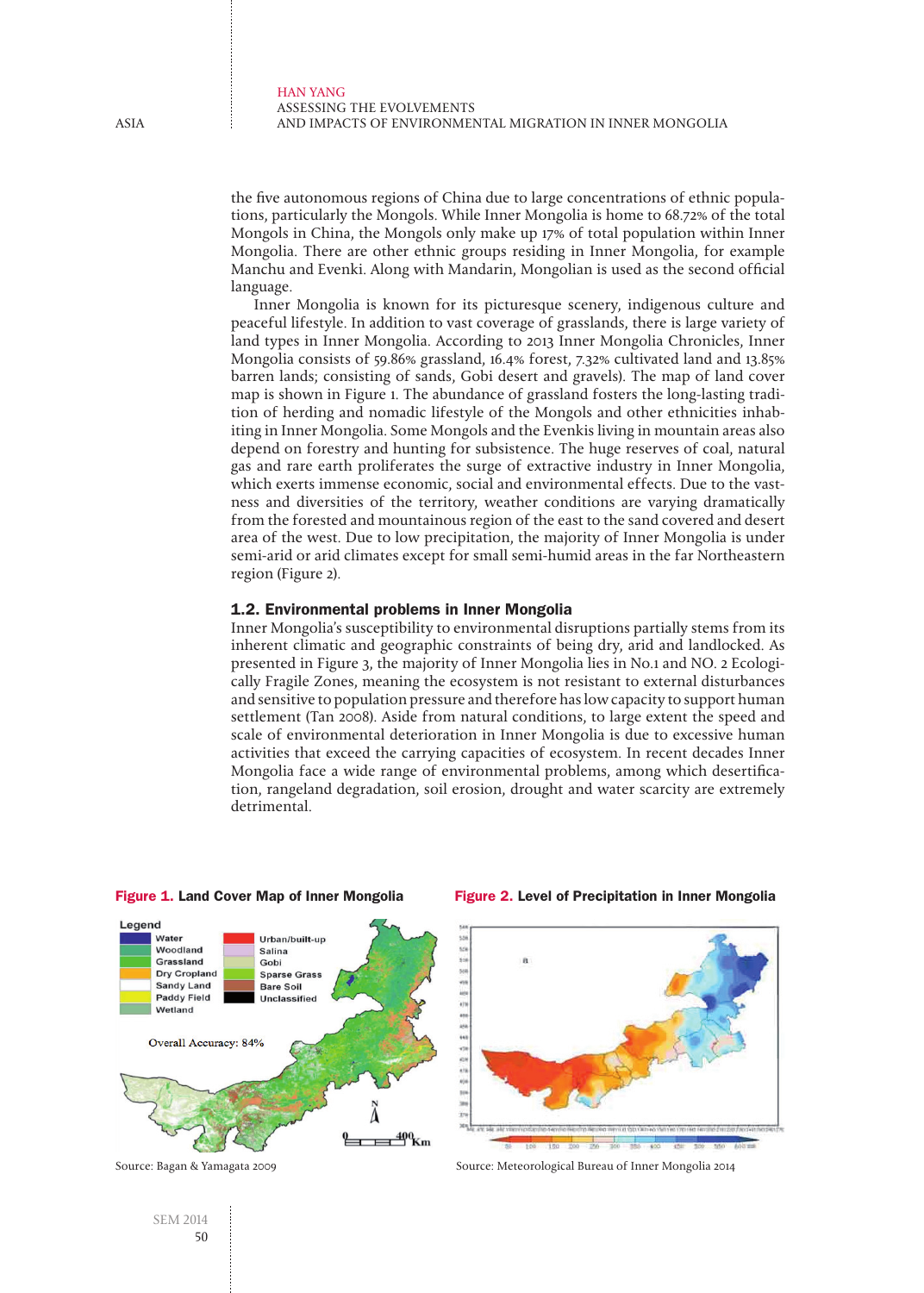the five autonomous regions of China due to large concentrations of ethnic populations, particularly the Mongols. While Inner Mongolia is home to 68.72% of the total Mongols in China, the Mongols only make up 17% of total population within Inner Mongolia. There are other ethnic groups residing in Inner Mongolia, for example Manchu and Evenki. Along with Mandarin, Mongolian is used as the second official language.

Inner Mongolia is known for its picturesque scenery, indigenous culture and peaceful lifestyle. In addition to vast coverage of grasslands, there is large variety of land types in Inner Mongolia. According to 2013 Inner Mongolia Chronicles, Inner Mongolia consists of 59.86% grassland, 16.4% forest, 7.32% cultivated land and 13.85% barren lands; consisting of sands, Gobi desert and gravels). The map of land cover map is shown in Figure 1. The abundance of grassland fosters the long-lasting tradition of herding and nomadic lifestyle of the Mongols and other ethnicities inhabiting in Inner Mongolia. Some Mongols and the Evenkis living in mountain areas also depend on forestry and hunting for subsistence. The huge reserves of coal, natural gas and rare earth proliferates the surge of extractive industry in Inner Mongolia, which exerts immense economic, social and environmental effects. Due to the vastness and diversities of the territory, weather conditions are varying dramatically from the forested and mountainous region of the east to the sand covered and desert area of the west. Due to low precipitation, the majority of Inner Mongolia is under semi-arid or arid climates except for small semi-humid areas in the far Northeastern region (Figure 2).

### 1.2. Environmental problems in Inner Mongolia

Inner Mongolia's susceptibility to environmental disruptions partially stems from its inherent climatic and geographic constraints of being dry, arid and landlocked. As presented in Figure 3, the majority of Inner Mongolia lies in No.1 and NO. 2 Ecologically Fragile Zones, meaning the ecosystem is not resistant to external disturbances and sensitive to population pressure and therefore has low capacity to support human settlement (Tan 2008). Aside from natural conditions, to large extent the speed and scale of environmental deterioration in Inner Mongolia is due to excessive human activities that exceed the carrying capacities of ecosystem. In recent decades Inner Mongolia face a wide range of environmental problems, among which desertification, rangeland degradation, soil erosion, drought and water scarcity are extremely detrimental.

**Figure 1.** Land Cover Map of Inner Mongolia

Source: Bagan & Yamagata 2009

**Figure 2.** Level of Precipitation in Inner Mongolia

Source: Meteorological Bureau of Inner Mongolia 2014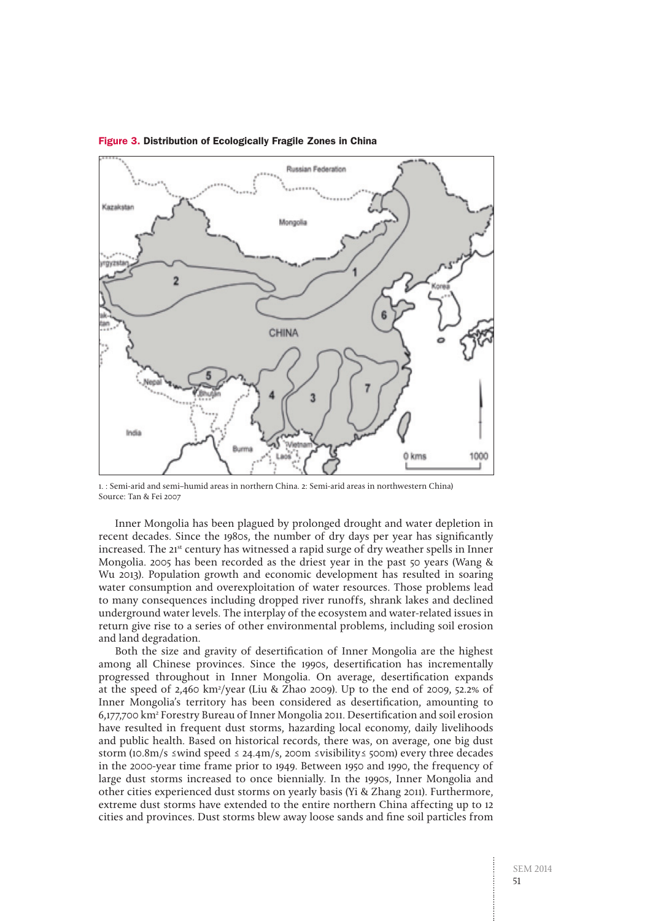**Figure 3. Distribution of Ecologically Fragile Zones in China**

1. : Semi-arid and semi–humid areas in northern China. 2: Semi-arid areas in northwestern China)
Source: Tan & Fei 2007

Inner Mongolia has been plagued by prolonged drought and water depletion in recent decades. Since the 1980s, the number of dry days per year has significantly increased. The 21st century has witnessed a rapid surge of dry weather spells in Inner Mongolia. 2005 has been recorded as the driest year in the past 50 years (Wang & Wu 2013). Population growth and economic development has resulted in soaring water consumption and overexploitation of water resources. Those problems lead to many consequences including dropped river runoffs, shrank lakes and declined underground water levels. The interplay of the ecosystem and water-related issues in return give rise to a series of other environmental problems, including soil erosion and land degradation.

Both the size and gravity of desertification of Inner Mongolia are the highest among all Chinese provinces. Since the 1990s, desertification has incrementally progressed throughout in Inner Mongolia. On average, desertification expands at the speed of 2,460 $km^2$/year (Liu & Zhao 2009). Up to the end of 2009, 52.2% of Inner Mongolia's territory has been considered as desertification, amounting to 6,177,700 $km^2$ Forestry Bureau of Inner Mongolia 2011. Desertification and soil erosion have resulted in frequent dust storms, hazarding local economy, daily livelihoods and public health. Based on historical records, there was, on average, one big dust storm (10.8m/s ≤wind speed ≤ 24.4m/s, 200m ≤visibility≤ 500m) every three decades in the 2000-year time frame prior to 1949. Between 1950 and 1990, the frequency of large dust storms increased to once biennially. In the 1990s, Inner Mongolia and other cities experienced dust storms on yearly basis (Yi & Zhang 2011). Furthermore, extreme dust storms have extended to the entire northern China affecting up to 12 cities and provinces. Dust storms blew away loose sands and fine soil particles from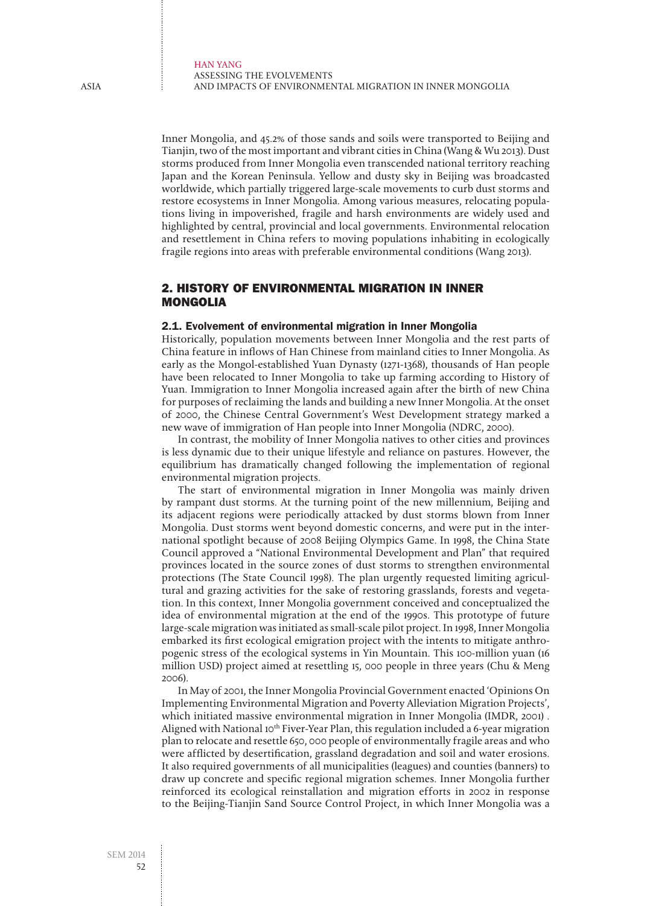Inner Mongolia, and 45.2% of those sands and soils were transported to Beijing and Tianjin, two of the most important and vibrant cities in China (Wang & Wu 2013). Dust storms produced from Inner Mongolia even transcended national territory reaching Japan and the Korean Peninsula. Yellow and dusty sky in Beijing was broadcasted worldwide, which partially triggered large-scale movements to curb dust storms and restore ecosystems in Inner Mongolia. Among various measures, relocating populations living in impoverished, fragile and harsh environments are widely used and highlighted by central, provincial and local governments. Environmental relocation and resettlement in China refers to moving populations inhabiting in ecologically fragile regions into areas with preferable environmental conditions (Wang 2013).

## 2. HISTORY OF ENVIRONMENTAL MIGRATION IN INNER MONGOLIA

### 2.1. Evolvement of environmental migration in Inner Mongolia

Historically, population movements between Inner Mongolia and the rest parts of China feature in inflows of Han Chinese from mainland cities to Inner Mongolia. As early as the Mongol-established Yuan Dynasty (1271-1368), thousands of Han people have been relocated to Inner Mongolia to take up farming according to History of Yuan. Immigration to Inner Mongolia increased again after the birth of new China for purposes of reclaiming the lands and building a new Inner Mongolia. At the onset of 2000, the Chinese Central Government's West Development strategy marked a new wave of immigration of Han people into Inner Mongolia (NDRC, 2000).

In contrast, the mobility of Inner Mongolia natives to other cities and provinces is less dynamic due to their unique lifestyle and reliance on pastures. However, the equilibrium has dramatically changed following the implementation of regional environmental migration projects.

The start of environmental migration in Inner Mongolia was mainly driven by rampant dust storms. At the turning point of the new millennium, Beijing and its adjacent regions were periodically attacked by dust storms blown from Inner Mongolia. Dust storms went beyond domestic concerns, and were put in the international spotlight because of 2008 Beijing Olympics Game. In 1998, the China State Council approved a "National Environmental Development and Plan" that required provinces located in the source zones of dust storms to strengthen environmental protections (The State Council 1998). The plan urgently requested limiting agricultural and grazing activities for the sake of restoring grasslands, forests and vegetation. In this context, Inner Mongolia government conceived and conceptualized the idea of environmental migration at the end of the 1990s. This prototype of future large-scale migration was initiated as small-scale pilot project. In 1998, Inner Mongolia embarked its first ecological emigration project with the intents to mitigate anthropogenic stress of the ecological systems in Yin Mountain. This 100-million yuan (16 million USD) project aimed at resettling 15, 000 people in three years (Chu & Meng 2006).

In May of 2001, the Inner Mongolia Provincial Government enacted 'Opinions On Implementing Environmental Migration and Poverty Alleviation Migration Projects', which initiated massive environmental migration in Inner Mongolia (IMDR, 2001) . Aligned with National 10th Fiver-Year Plan, this regulation included a 6-year migration plan to relocate and resettle 650, 000 people of environmentally fragile areas and who were afflicted by desertification, grassland degradation and soil and water erosions. It also required governments of all municipalities (leagues) and counties (banners) to draw up concrete and specific regional migration schemes. Inner Mongolia further reinforced its ecological reinstallation and migration efforts in 2002 in response to the Beijing-Tianjin Sand Source Control Project, in which Inner Mongolia was a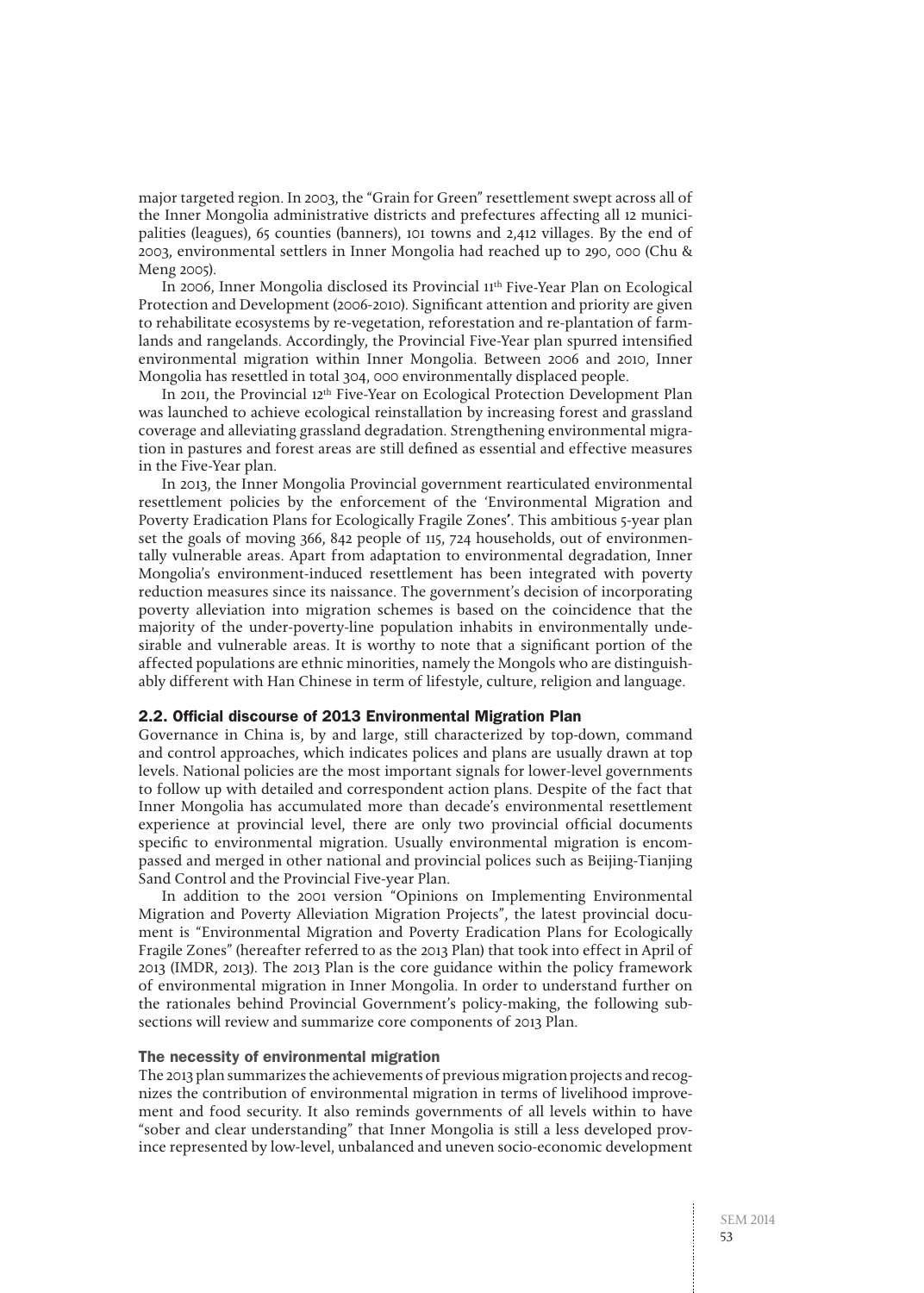major targeted region. In 2003, the "Grain for Green" resettlement swept across all of the Inner Mongolia administrative districts and prefectures affecting all 12 municipalities (leagues), 65 counties (banners), 101 towns and 2,412 villages. By the end of 2003, environmental settlers in Inner Mongolia had reached up to 290, 000 (Chu & Meng 2005).

In 2006, Inner Mongolia disclosed its Provincial 11th Five-Year Plan on Ecological Protection and Development (2006-2010). Significant attention and priority are given to rehabilitate ecosystems by re-vegetation, reforestation and re-plantation of farmlands and rangelands. Accordingly, the Provincial Five-Year plan spurred intensified environmental migration within Inner Mongolia. Between 2006 and 2010, Inner Mongolia has resettled in total 304, 000 environmentally displaced people.

In 2011, the Provincial 12th Five-Year on Ecological Protection Development Plan was launched to achieve ecological reinstallation by increasing forest and grassland coverage and alleviating grassland degradation. Strengthening environmental migration in pastures and forest areas are still defined as essential and effective measures in the Five-Year plan.

In 2013, the Inner Mongolia Provincial government rearticulated environmental resettlement policies by the enforcement of the 'Environmental Migration and Poverty Eradication Plans for Ecologically Fragile Zones'. This ambitious 5-year plan set the goals of moving 366, 842 people of 115, 724 households, out of environmentally vulnerable areas. Apart from adaptation to environmental degradation, Inner Mongolia's environment-induced resettlement has been integrated with poverty reduction measures since its naissance. The government's decision of incorporating poverty alleviation into migration schemes is based on the coincidence that the majority of the under-poverty-line population inhabits in environmentally undesirable and vulnerable areas. It is worthy to note that a significant portion of the affected populations are ethnic minorities, namely the Mongols who are distinguishably different with Han Chinese in term of lifestyle, culture, religion and language.

## 2.2. Official discourse of 2013 Environmental Migration Plan

Governance in China is, by and large, still characterized by top-down, command and control approaches, which indicates polices and plans are usually drawn at top levels. National policies are the most important signals for lower-level governments to follow up with detailed and correspondent action plans. Despite of the fact that Inner Mongolia has accumulated more than decade's environmental resettlement experience at provincial level, there are only two provincial official documents specific to environmental migration. Usually environmental migration is encompassed and merged in other national and provincial polices such as Beijing-Tianjing Sand Control and the Provincial Five-year Plan.

In addition to the 2001 version "Opinions on Implementing Environmental Migration and Poverty Alleviation Migration Projects", the latest provincial document is "Environmental Migration and Poverty Eradication Plans for Ecologically Fragile Zones" (hereafter referred to as the 2013 Plan) that took into effect in April of 2013 (IMDR, 2013). The 2013 Plan is the core guidance within the policy framework of environmental migration in Inner Mongolia. In order to understand further on the rationales behind Provincial Government's policy-making, the following subsections will review and summarize core components of 2013 Plan.

### The necessity of environmental migration

The 2013 plan summarizes the achievements of previous migration projects and recognizes the contribution of environmental migration in terms of livelihood improvement and food security. It also reminds governments of all levels within to have "sober and clear understanding" that Inner Mongolia is still a less developed province represented by low-level, unbalanced and uneven socio-economic development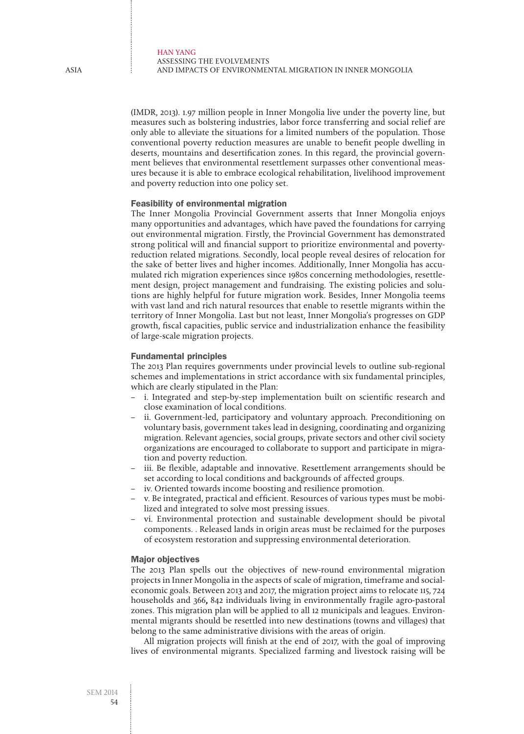(IMDR, 2013). 1.97 million people in Inner Mongolia live under the poverty line, but measures such as bolstering industries, labor force transferring and social relief are only able to alleviate the situations for a limited numbers of the population. Those conventional poverty reduction measures are unable to benefit people dwelling in deserts, mountains and desertification zones. In this regard, the provincial government believes that environmental resettlement surpasses other conventional measures because it is able to embrace ecological rehabilitation, livelihood improvement and poverty reduction into one policy set.

### Feasibility of environmental migration

The Inner Mongolia Provincial Government asserts that Inner Mongolia enjoys many opportunities and advantages, which have paved the foundations for carrying out environmental migration. Firstly, the Provincial Government has demonstrated strong political will and financial support to prioritize environmental and poverty-reduction related migrations. Secondly, local people reveal desires of relocation for the sake of better lives and higher incomes. Additionally, Inner Mongolia has accumulated rich migration experiences since 1980s concerning methodologies, resettlement design, project management and fundraising. The existing policies and solutions are highly helpful for future migration work. Besides, Inner Mongolia teems with vast land and rich natural resources that enable to resettle migrants within the territory of Inner Mongolia. Last but not least, Inner Mongolia's progresses on GDP growth, fiscal capacities, public service and industrialization enhance the feasibility of large-scale migration projects.

### Fundamental principles

The 2013 Plan requires governments under provincial levels to outline sub-regional schemes and implementations in strict accordance with six fundamental principles, which are clearly stipulated in the Plan:

- i. Integrated and step-by-step implementation built on scientific research and close examination of local conditions.
- ii. Government-led, participatory and voluntary approach. Preconditioning on voluntary basis, government takes lead in designing, coordinating and organizing migration. Relevant agencies, social groups, private sectors and other civil society organizations are encouraged to collaborate to support and participate in migration and poverty reduction.
- iii. Be flexible, adaptable and innovative. Resettlement arrangements should be set according to local conditions and backgrounds of affected groups.
- iv. Oriented towards income boosting and resilience promotion.
- v. Be integrated, practical and efficient. Resources of various types must be mobilized and integrated to solve most pressing issues.
- vi. Environmental protection and sustainable development should be pivotal components. . Released lands in origin areas must be reclaimed for the purposes of ecosystem restoration and suppressing environmental deterioration.

### Major objectives

The 2013 Plan spells out the objectives of new-round environmental migration projects in Inner Mongolia in the aspects of scale of migration, timeframe and social-economic goals. Between 2013 and 2017, the migration project aims to relocate 115, 724 households and 366**,** 842 individuals living in environmentally fragile agro-pastoral zones. This migration plan will be applied to all 12 municipals and leagues. Environmental migrants should be resettled into new destinations (towns and villages) that belong to the same administrative divisions with the areas of origin.

All migration projects will finish at the end of 2017, with the goal of improving lives of environmental migrants. Specialized farming and livestock raising will be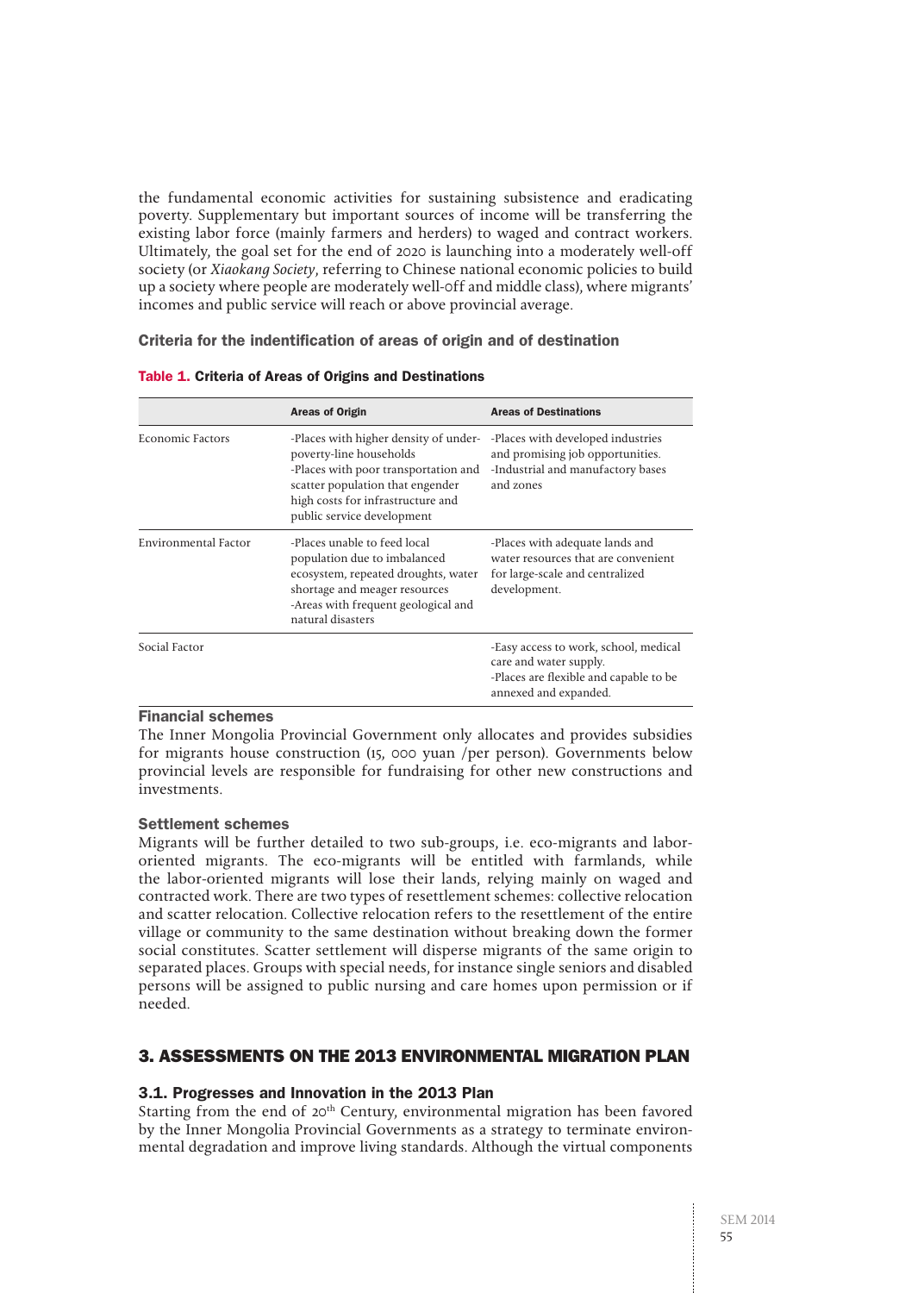the fundamental economic activities for sustaining subsistence and eradicating poverty. Supplementary but important sources of income will be transferring the existing labor force (mainly farmers and herders) to waged and contract workers. Ultimately, the goal set for the end of 2020 is launching into a moderately well-off society (or *Xiaokang Society*, referring to Chinese national economic policies to build up a society where people are moderately well-off and middle class), where migrants' incomes and public service will reach or above provincial average.

### Criteria for the indentification of areas of origin and of destination

**Table 1. Criteria of Areas of Origins and Destinations**

| | Areas of Origin | Areas of Destinations |
|---|---|---|
| Economic Factors | -Places with higher density of under-poverty-line households<br>-Places with poor transportation and scatter population that engender high costs for infrastructure and public service development | -Places with developed industries and promising job opportunities.<br>-Industrial and manufactory bases and zones |
| Environmental Factor | -Places unable to feed local population due to imbalanced ecosystem, repeated droughts, water shortage and meager resources<br>-Areas with frequent geological and natural disasters | -Places with adequate lands and water resources that are convenient for large-scale and centralized development. |
| Social Factor | | -Easy access to work, school, medical care and water supply.<br>-Places are flexible and capable to be annexed and expanded. |

### Financial schemes

The Inner Mongolia Provincial Government only allocates and provides subsidies for migrants house construction (15, 000 yuan /per person). Governments below provincial levels are responsible for fundraising for other new constructions and investments.

### Settlement schemes

Migrants will be further detailed to two sub-groups, i.e. eco-migrants and labor-oriented migrants. The eco-migrants will be entitled with farmlands, while the labor-oriented migrants will lose their lands, relying mainly on waged and contracted work. There are two types of resettlement schemes: collective relocation and scatter relocation. Collective relocation refers to the resettlement of the entire village or community to the same destination without breaking down the former social constitutes. Scatter settlement will disperse migrants of the same origin to separated places. Groups with special needs, for instance single seniors and disabled persons will be assigned to public nursing and care homes upon permission or if needed.

## 3. ASSESSMENTS ON THE 2013 ENVIRONMENTAL MIGRATION PLAN

### 3.1. Progresses and Innovation in the 2013 Plan

Starting from the end of 20th Century, environmental migration has been favored by the Inner Mongolia Provincial Governments as a strategy to terminate environmental degradation and improve living standards. Although the virtual components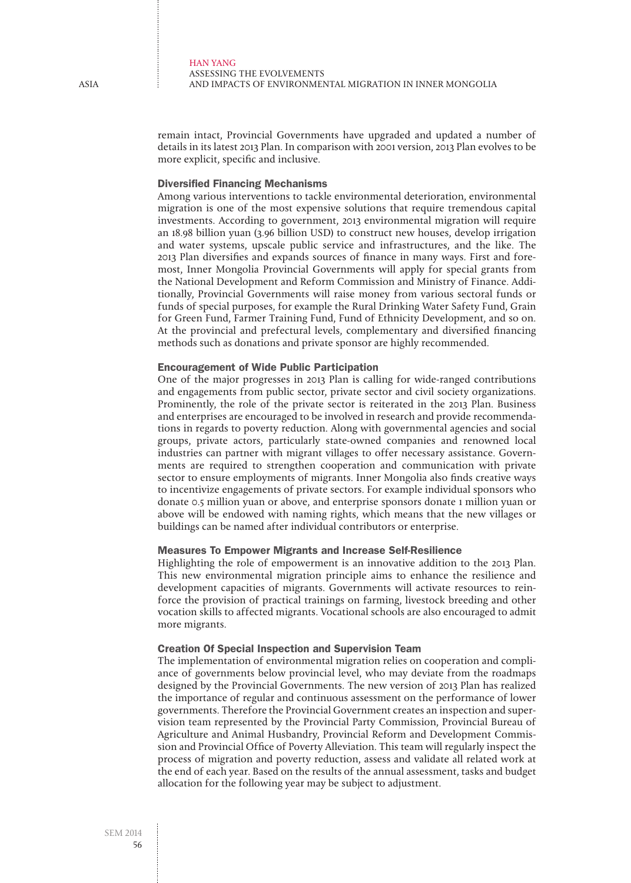remain intact, Provincial Governments have upgraded and updated a number of details in its latest 2013 Plan. In comparison with 2001 version, 2013 Plan evolves to be more explicit, specific and inclusive.

### Diversified Financing Mechanisms

Among various interventions to tackle environmental deterioration, environmental migration is one of the most expensive solutions that require tremendous capital investments. According to government, 2013 environmental migration will require an 18.98 billion yuan (3.96 billion USD) to construct new houses, develop irrigation and water systems, upscale public service and infrastructures, and the like. The 2013 Plan diversifies and expands sources of finance in many ways. First and foremost, Inner Mongolia Provincial Governments will apply for special grants from the National Development and Reform Commission and Ministry of Finance. Additionally, Provincial Governments will raise money from various sectoral funds or funds of special purposes, for example the Rural Drinking Water Safety Fund, Grain for Green Fund, Farmer Training Fund, Fund of Ethnicity Development, and so on. At the provincial and prefectural levels, complementary and diversified financing methods such as donations and private sponsor are highly recommended.

### Encouragement of Wide Public Participation

One of the major progresses in 2013 Plan is calling for wide-ranged contributions and engagements from public sector, private sector and civil society organizations. Prominently, the role of the private sector is reiterated in the 2013 Plan. Business and enterprises are encouraged to be involved in research and provide recommendations in regards to poverty reduction. Along with governmental agencies and social groups, private actors, particularly state-owned companies and renowned local industries can partner with migrant villages to offer necessary assistance. Governments are required to strengthen cooperation and communication with private sector to ensure employments of migrants. Inner Mongolia also finds creative ways to incentivize engagements of private sectors. For example individual sponsors who donate 0.5 million yuan or above, and enterprise sponsors donate 1 million yuan or above will be endowed with naming rights, which means that the new villages or buildings can be named after individual contributors or enterprise.

### Measures To Empower Migrants and Increase Self-Resilience

Highlighting the role of empowerment is an innovative addition to the 2013 Plan. This new environmental migration principle aims to enhance the resilience and development capacities of migrants. Governments will activate resources to reinforce the provision of practical trainings on farming, livestock breeding and other vocation skills to affected migrants. Vocational schools are also encouraged to admit more migrants.

### Creation Of Special Inspection and Supervision Team

The implementation of environmental migration relies on cooperation and compliance of governments below provincial level, who may deviate from the roadmaps designed by the Provincial Governments. The new version of 2013 Plan has realized the importance of regular and continuous assessment on the performance of lower governments. Therefore the Provincial Government creates an inspection and supervision team represented by the Provincial Party Commission, Provincial Bureau of Agriculture and Animal Husbandry, Provincial Reform and Development Commission and Provincial Office of Poverty Alleviation. This team will regularly inspect the process of migration and poverty reduction, assess and validate all related work at the end of each year. Based on the results of the annual assessment, tasks and budget allocation for the following year may be subject to adjustment.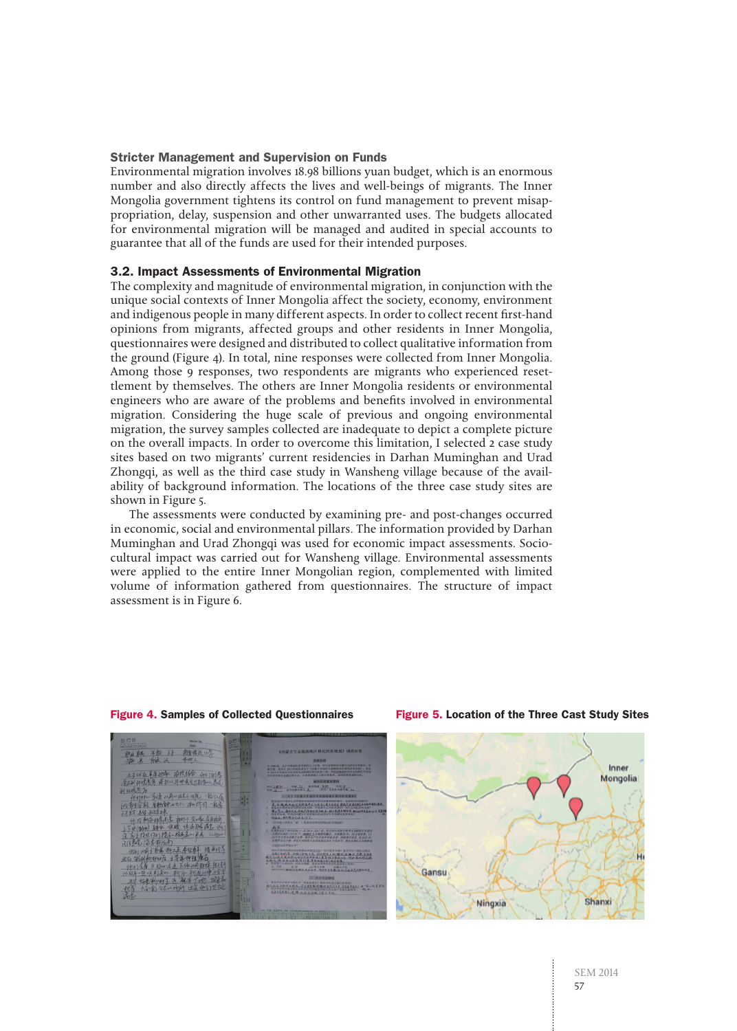### Stricter Management and Supervision on Funds

Environmental migration involves 18.98 billions yuan budget, which is an enormous number and also directly affects the lives and well-beings of migrants. The Inner Mongolia government tightens its control on fund management to prevent misappropriation, delay, suspension and other unwarranted uses. The budgets allocated for environmental migration will be managed and audited in special accounts to guarantee that all of the funds are used for their intended purposes.

### 3.2. Impact Assessments of Environmental Migration

The complexity and magnitude of environmental migration, in conjunction with the unique social contexts of Inner Mongolia affect the society, economy, environment and indigenous people in many different aspects. In order to collect recent first-hand opinions from migrants, affected groups and other residents in Inner Mongolia, questionnaires were designed and distributed to collect qualitative information from the ground (Figure 4). In total, nine responses were collected from Inner Mongolia. Among those 9 responses, two respondents are migrants who experienced resettlement by themselves. The others are Inner Mongolia residents or environmental engineers who are aware of the problems and benefits involved in environmental migration. Considering the huge scale of previous and ongoing environmental migration, the survey samples collected are inadequate to depict a complete picture on the overall impacts. In order to overcome this limitation, I selected 2 case study sites based on two migrants' current residencies in Darhan Muminghan and Urad Zhongqi, as well as the third case study in Wansheng village because of the availability of background information. The locations of the three case study sites are shown in Figure 5.

The assessments were conducted by examining pre- and post-changes occurred in economic, social and environmental pillars. The information provided by Darhan Muminghan and Urad Zhongqi was used for economic impact assessments. Socio-cultural impact was carried out for Wansheng village. Environmental assessments were applied to the entire Inner Mongolian region, complemented with limited volume of information gathered from questionnaires. The structure of impact assessment is in Figure 6.

**Figure 4.** Samples of Collected Questionnaires

**Figure 5.** Location of the Three Cast Study Sites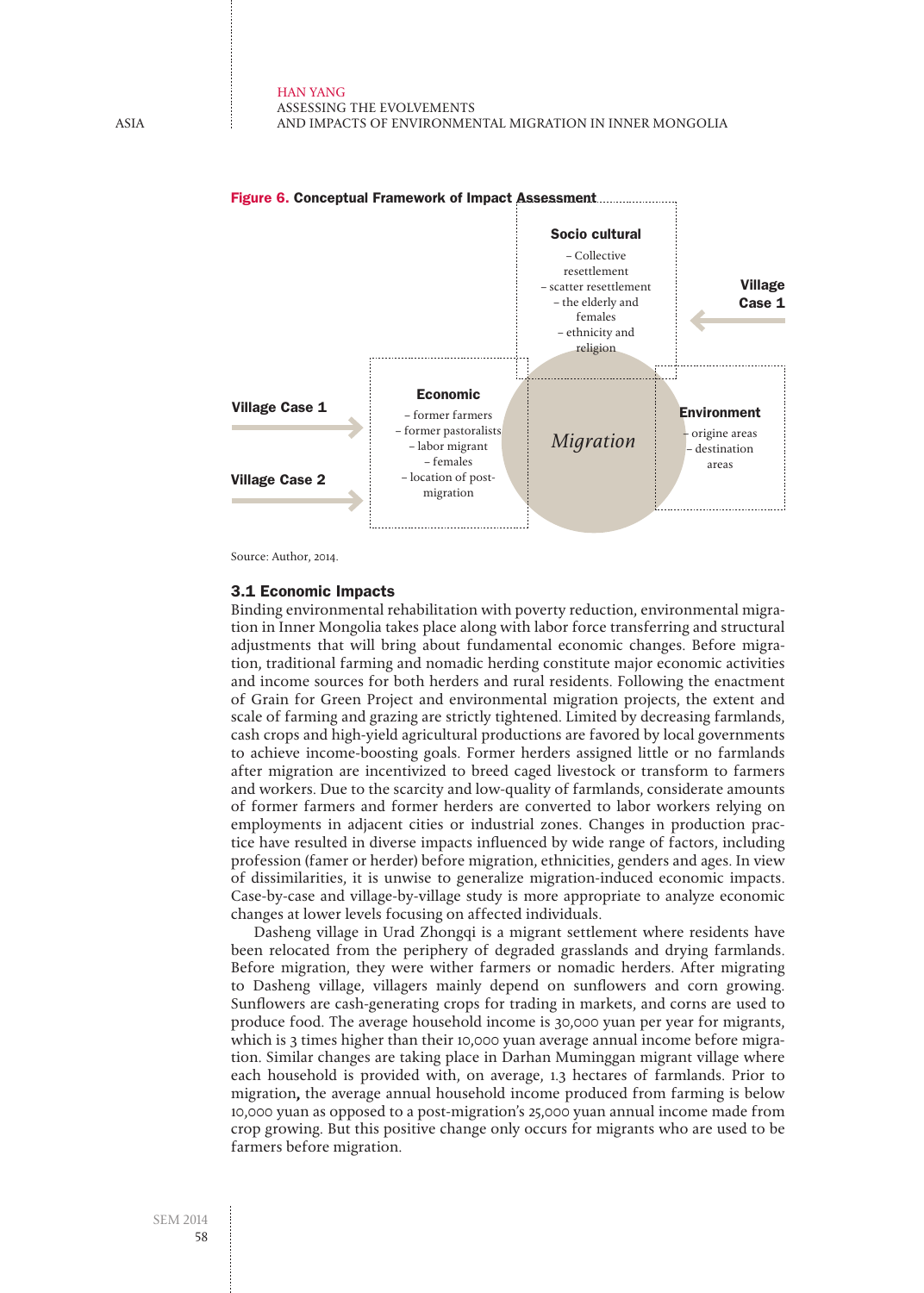**Figure 6.** Conceptual Framework of Impact Assessment

Socio cultural
- Collective resettlement
- scatter resettlement
- the elderly and females
- ethnicity and religion

Village Case 1

Village Case 1

Village Case 2

Economic
- former farmers
- former pastoralists
- labor migrant
- females
- location of post-migration

*Migration*

Environment
- origine areas
- destination areas

Source: Author, 2014.

### 3.1 Economic Impacts

Binding environmental rehabilitation with poverty reduction, environmental migration in Inner Mongolia takes place along with labor force transferring and structural adjustments that will bring about fundamental economic changes. Before migration, traditional farming and nomadic herding constitute major economic activities and income sources for both herders and rural residents. Following the enactment of Grain for Green Project and environmental migration projects, the extent and scale of farming and grazing are strictly tightened. Limited by decreasing farmlands, cash crops and high-yield agricultural productions are favored by local governments to achieve income-boosting goals. Former herders assigned little or no farmlands after migration are incentivized to breed caged livestock or transform to farmers and workers. Due to the scarcity and low-quality of farmlands, considerate amounts of former farmers and former herders are converted to labor workers relying on employments in adjacent cities or industrial zones. Changes in production practice have resulted in diverse impacts influenced by wide range of factors, including profession (famer or herder) before migration, ethnicities, genders and ages. In view of dissimilarities, it is unwise to generalize migration-induced economic impacts. Case-by-case and village-by-village study is more appropriate to analyze economic changes at lower levels focusing on affected individuals.

Dasheng village in Urad Zhongqi is a migrant settlement where residents have been relocated from the periphery of degraded grasslands and drying farmlands. Before migration, they were wither farmers or nomadic herders. After migrating to Dasheng village, villagers mainly depend on sunflowers and corn growing. Sunflowers are cash-generating crops for trading in markets, and corns are used to produce food. The average household income is 30,000 yuan per year for migrants, which is 3 times higher than their 10,000 yuan average annual income before migration. Similar changes are taking place in Darhan Muminggan migrant village where each household is provided with, on average, 1.3 hectares of farmlands. Prior to migration**,** the average annual household income produced from farming is below 10,000 yuan as opposed to a post-migration's 25,000 yuan annual income made from crop growing. But this positive change only occurs for migrants who are used to be farmers before migration.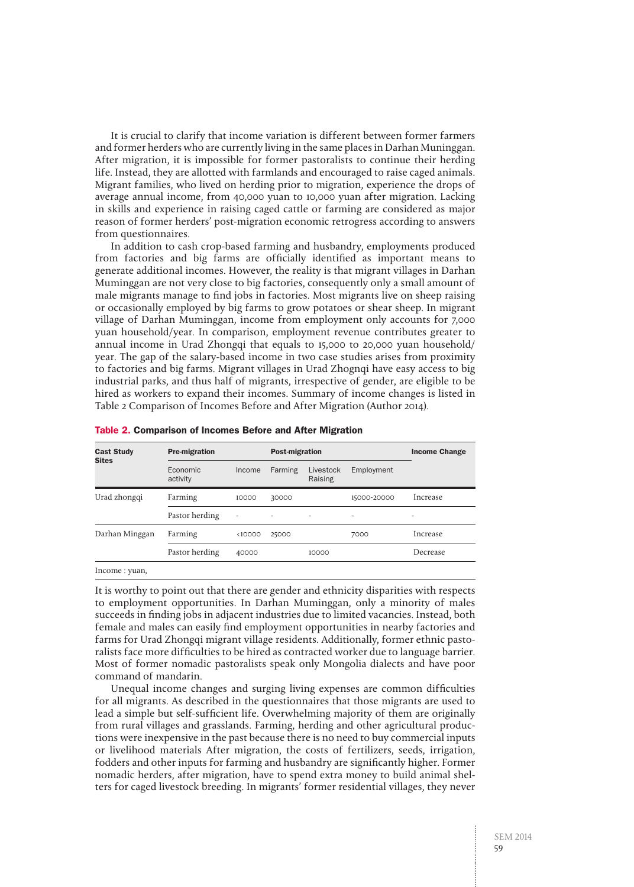It is crucial to clarify that income variation is different between former farmers and former herders who are currently living in the same places in Darhan Muninggan. After migration, it is impossible for former pastoralists to continue their herding life. Instead, they are allotted with farmlands and encouraged to raise caged animals. Migrant families, who lived on herding prior to migration, experience the drops of average annual income, from 40,000 yuan to 10,000 yuan after migration. Lacking in skills and experience in raising caged cattle or farming are considered as major reason of former herders' post-migration economic retrogress according to answers from questionnaires.

In addition to cash crop-based farming and husbandry, employments produced from factories and big farms are officially identified as important means to generate additional incomes. However, the reality is that migrant villages in Darhan Muminggan are not very close to big factories, consequently only a small amount of male migrants manage to find jobs in factories. Most migrants live on sheep raising or occasionally employed by big farms to grow potatoes or shear sheep. In migrant village of Darhan Muminggan, income from employment only accounts for 7,000 yuan household/year. In comparison, employment revenue contributes greater to annual income in Urad Zhongqi that equals to 15,000 to 20,000 yuan household/year. The gap of the salary-based income in two case studies arises from proximity to factories and big farms. Migrant villages in Urad Zhognqi have easy access to big industrial parks, and thus half of migrants, irrespective of gender, are eligible to be hired as workers to expand their incomes. Summary of income changes is listed in Table 2 Comparison of Incomes Before and After Migration (Author 2014).

**Table 2. Comparison of Incomes Before and After Migration**

| Cast Study Sites | Pre-migration | | Post-migration | | | Income Change |
|---|---|---|---|---|---|---|
| | Economic activity | Income | Farming | Livestock Raising | Employment | |
| Urad zhongqi | Farming | 10000 | 30000 | | 15000-20000 | Increase |
| | Pastor herding | - | - | - | - | - |
| Darhan Minggan | Farming | <10000 | 25000 | | 7000 | Increase |
| | Pastor herding | 40000 | | 10000 | | Decrease |

Income : yuan,

It is worthy to point out that there are gender and ethnicity disparities with respects to employment opportunities. In Darhan Muminggan, only a minority of males succeeds in finding jobs in adjacent industries due to limited vacancies. Instead, both female and males can easily find employment opportunities in nearby factories and farms for Urad Zhongqi migrant village residents. Additionally, former ethnic pastoralists face more difficulties to be hired as contracted worker due to language barrier. Most of former nomadic pastoralists speak only Mongolia dialects and have poor command of mandarin.

Unequal income changes and surging living expenses are common difficulties for all migrants. As described in the questionnaires that those migrants are used to lead a simple but self-sufficient life. Overwhelming majority of them are originally from rural villages and grasslands. Farming, herding and other agricultural productions were inexpensive in the past because there is no need to buy commercial inputs or livelihood materials After migration, the costs of fertilizers, seeds, irrigation, fodders and other inputs for farming and husbandry are significantly higher. Former nomadic herders, after migration, have to spend extra money to build animal shelters for caged livestock breeding. In migrants' former residential villages, they never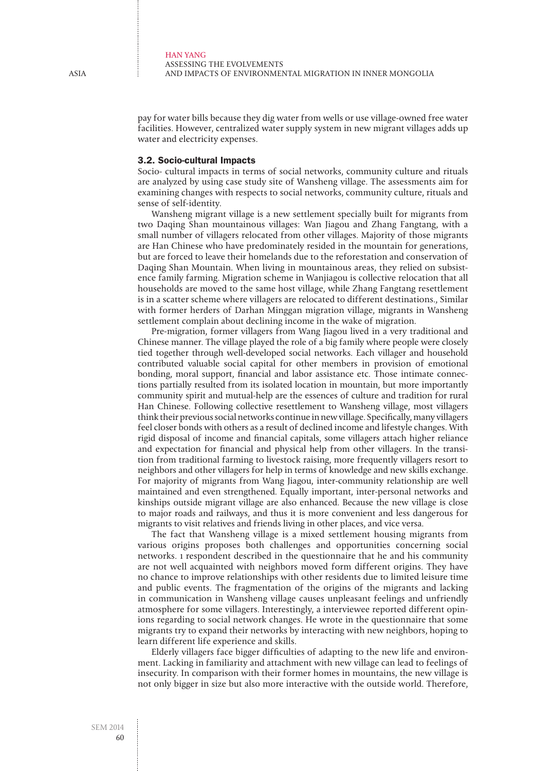pay for water bills because they dig water from wells or use village-owned free water facilities. However, centralized water supply system in new migrant villages adds up water and electricity expenses.

### 3.2. Socio-cultural Impacts

Socio- cultural impacts in terms of social networks, community culture and rituals are analyzed by using case study site of Wansheng village. The assessments aim for examining changes with respects to social networks, community culture, rituals and sense of self-identity.

Wansheng migrant village is a new settlement specially built for migrants from two Daqing Shan mountainous villages: Wan Jiagou and Zhang Fangtang, with a small number of villagers relocated from other villages. Majority of those migrants are Han Chinese who have predominately resided in the mountain for generations, but are forced to leave their homelands due to the reforestation and conservation of Daqing Shan Mountain. When living in mountainous areas, they relied on subsistence family farming. Migration scheme in Wanjiagou is collective relocation that all households are moved to the same host village, while Zhang Fangtang resettlement is in a scatter scheme where villagers are relocated to different destinations., Similar with former herders of Darhan Minggan migration village, migrants in Wansheng settlement complain about declining income in the wake of migration.

Pre-migration, former villagers from Wang Jiagou lived in a very traditional and Chinese manner. The village played the role of a big family where people were closely tied together through well-developed social networks. Each villager and household contributed valuable social capital for other members in provision of emotional bonding, moral support, financial and labor assistance etc. Those intimate connections partially resulted from its isolated location in mountain, but more importantly community spirit and mutual-help are the essences of culture and tradition for rural Han Chinese. Following collective resettlement to Wansheng village, most villagers think their previous social networks continue in new village. Specifically, many villagers feel closer bonds with others as a result of declined income and lifestyle changes. With rigid disposal of income and financial capitals, some villagers attach higher reliance and expectation for financial and physical help from other villagers. In the transition from traditional farming to livestock raising, more frequently villagers resort to neighbors and other villagers for help in terms of knowledge and new skills exchange. For majority of migrants from Wang Jiagou, inter-community relationship are well maintained and even strengthened. Equally important, inter-personal networks and kinships outside migrant village are also enhanced. Because the new village is close to major roads and railways, and thus it is more convenient and less dangerous for migrants to visit relatives and friends living in other places, and vice versa.

The fact that Wansheng village is a mixed settlement housing migrants from various origins proposes both challenges and opportunities concerning social networks. 1 respondent described in the questionnaire that he and his community are not well acquainted with neighbors moved form different origins. They have no chance to improve relationships with other residents due to limited leisure time and public events. The fragmentation of the origins of the migrants and lacking in communication in Wansheng village causes unpleasant feelings and unfriendly atmosphere for some villagers. Interestingly, a interviewee reported different opinions regarding to social network changes. He wrote in the questionnaire that some migrants try to expand their networks by interacting with new neighbors, hoping to learn different life experience and skills.

Elderly villagers face bigger difficulties of adapting to the new life and environment. Lacking in familiarity and attachment with new village can lead to feelings of insecurity. In comparison with their former homes in mountains, the new village is not only bigger in size but also more interactive with the outside world. Therefore,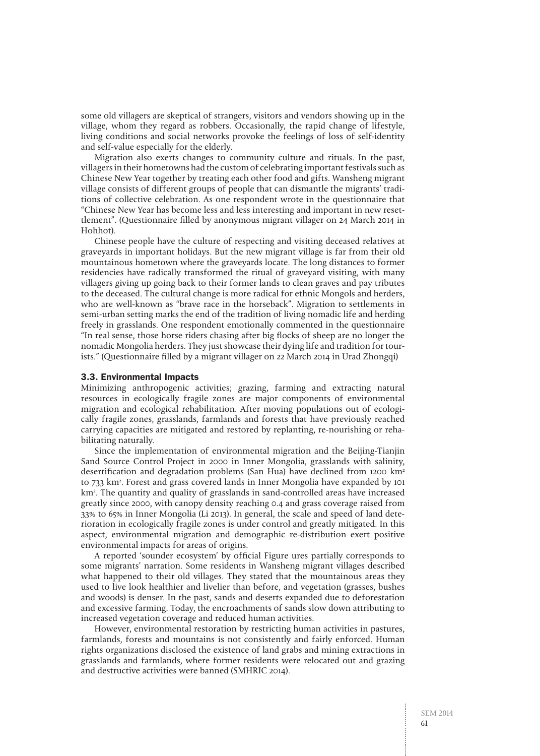some old villagers are skeptical of strangers, visitors and vendors showing up in the village, whom they regard as robbers. Occasionally, the rapid change of lifestyle, living conditions and social networks provoke the feelings of loss of self-identity and self-value especially for the elderly.

Migration also exerts changes to community culture and rituals. In the past, villagers in their hometowns had the custom of celebrating important festivals such as Chinese New Year together by treating each other food and gifts. Wansheng migrant village consists of different groups of people that can dismantle the migrants' traditions of collective celebration. As one respondent wrote in the questionnaire that "Chinese New Year has become less and less interesting and important in new resettlement". (Questionnaire filled by anonymous migrant villager on 24 March 2014 in Hohhot).

Chinese people have the culture of respecting and visiting deceased relatives at graveyards in important holidays. But the new migrant village is far from their old mountainous hometown where the graveyards locate. The long distances to former residencies have radically transformed the ritual of graveyard visiting, with many villagers giving up going back to their former lands to clean graves and pay tributes to the deceased. The cultural change is more radical for ethnic Mongols and herders, who are well-known as "brave race in the horseback". Migration to settlements in semi-urban setting marks the end of the tradition of living nomadic life and herding freely in grasslands. One respondent emotionally commented in the questionnaire "In real sense, those horse riders chasing after big flocks of sheep are no longer the nomadic Mongolia herders. They just showcase their dying life and tradition for tourists." (Questionnaire filled by a migrant villager on 22 March 2014 in Urad Zhongqi)

### 3.3. Environmental Impacts

Minimizing anthropogenic activities; grazing, farming and extracting natural resources in ecologically fragile zones are major components of environmental migration and ecological rehabilitation. After moving populations out of ecologically fragile zones, grasslands, farmlands and forests that have previously reached carrying capacities are mitigated and restored by replanting, re-nourishing or rehabilitating naturally.

Since the implementation of environmental migration and the Beijing-Tianjin Sand Source Control Project in 2000 in Inner Mongolia, grasslands with salinity, desertification and degradation problems (San Hua) have declined from 1200 $km^2$ to 733 $km^2$. Forest and grass covered lands in Inner Mongolia have expanded by 101 $km^2$. The quantity and quality of grasslands in sand-controlled areas have increased greatly since 2000, with canopy density reaching 0.4 and grass coverage raised from 33% to 65% in Inner Mongolia (Li 2013). In general, the scale and speed of land deterioration in ecologically fragile zones is under control and greatly mitigated. In this aspect, environmental migration and demographic re-distribution exert positive environmental impacts for areas of origins.

A reported 'sounder ecosystem' by official Figure ures partially corresponds to some migrants' narration. Some residents in Wansheng migrant villages described what happened to their old villages. They stated that the mountainous areas they used to live look healthier and livelier than before, and vegetation (grasses, bushes and woods) is denser. In the past, sands and deserts expanded due to deforestation and excessive farming. Today, the encroachments of sands slow down attributing to increased vegetation coverage and reduced human activities.

However, environmental restoration by restricting human activities in pastures, farmlands, forests and mountains is not consistently and fairly enforced. Human rights organizations disclosed the existence of land grabs and mining extractions in grasslands and farmlands, where former residents were relocated out and grazing and destructive activities were banned (SMHRIC 2014).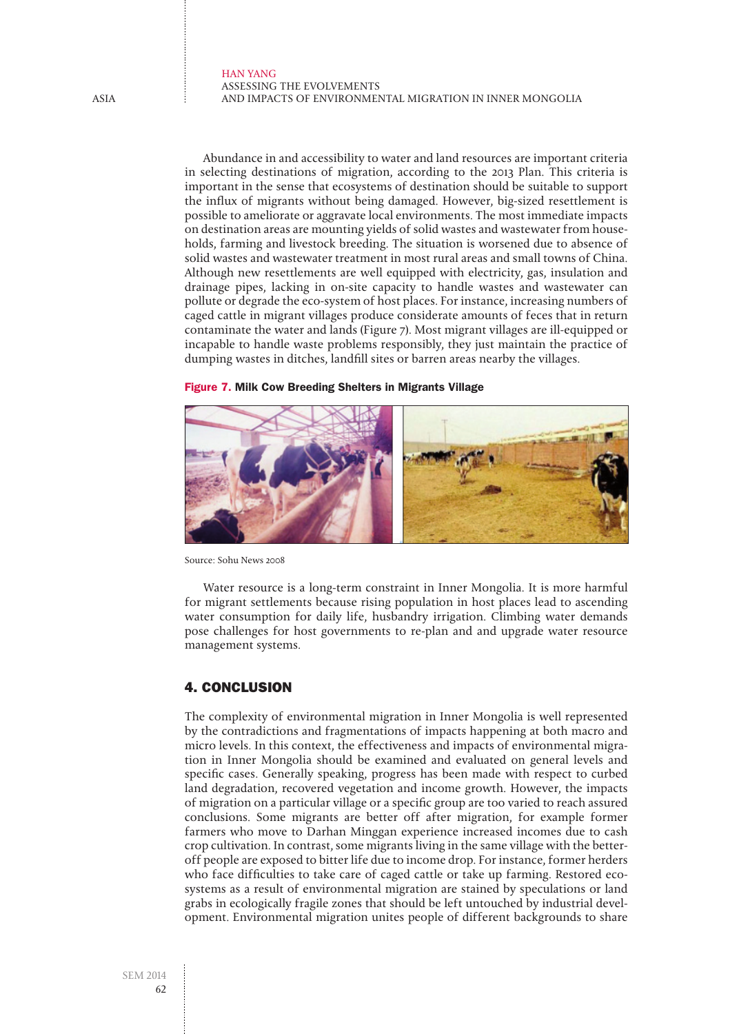Abundance in and accessibility to water and land resources are important criteria in selecting destinations of migration, according to the 2013 Plan. This criteria is important in the sense that ecosystems of destination should be suitable to support the influx of migrants without being damaged. However, big-sized resettlement is possible to ameliorate or aggravate local environments. The most immediate impacts on destination areas are mounting yields of solid wastes and wastewater from households, farming and livestock breeding. The situation is worsened due to absence of solid wastes and wastewater treatment in most rural areas and small towns of China. Although new resettlements are well equipped with electricity, gas, insulation and drainage pipes, lacking in on-site capacity to handle wastes and wastewater can pollute or degrade the eco-system of host places. For instance, increasing numbers of caged cattle in migrant villages produce considerate amounts of feces that in return contaminate the water and lands (Figure 7). Most migrant villages are ill-equipped or incapable to handle waste problems responsibly, they just maintain the practice of dumping wastes in ditches, landfill sites or barren areas nearby the villages.

**Figure 7. Milk Cow Breeding Shelters in Migrants Village**

Source: Sohu News 2008

Water resource is a long-term constraint in Inner Mongolia. It is more harmful for migrant settlements because rising population in host places lead to ascending water consumption for daily life, husbandry irrigation. Climbing water demands pose challenges for host governments to re-plan and and upgrade water resource management systems.

## 4. CONCLUSION

The complexity of environmental migration in Inner Mongolia is well represented by the contradictions and fragmentations of impacts happening at both macro and micro levels. In this context, the effectiveness and impacts of environmental migration in Inner Mongolia should be examined and evaluated on general levels and specific cases. Generally speaking, progress has been made with respect to curbed land degradation, recovered vegetation and income growth. However, the impacts of migration on a particular village or a specific group are too varied to reach assured conclusions. Some migrants are better off after migration, for example former farmers who move to Darhan Minggan experience increased incomes due to cash crop cultivation. In contrast, some migrants living in the same village with the better-off people are exposed to bitter life due to income drop. For instance, former herders who face difficulties to take care of caged cattle or take up farming. Restored ecosystems as a result of environmental migration are stained by speculations or land grabs in ecologically fragile zones that should be left untouched by industrial development. Environmental migration unites people of different backgrounds to share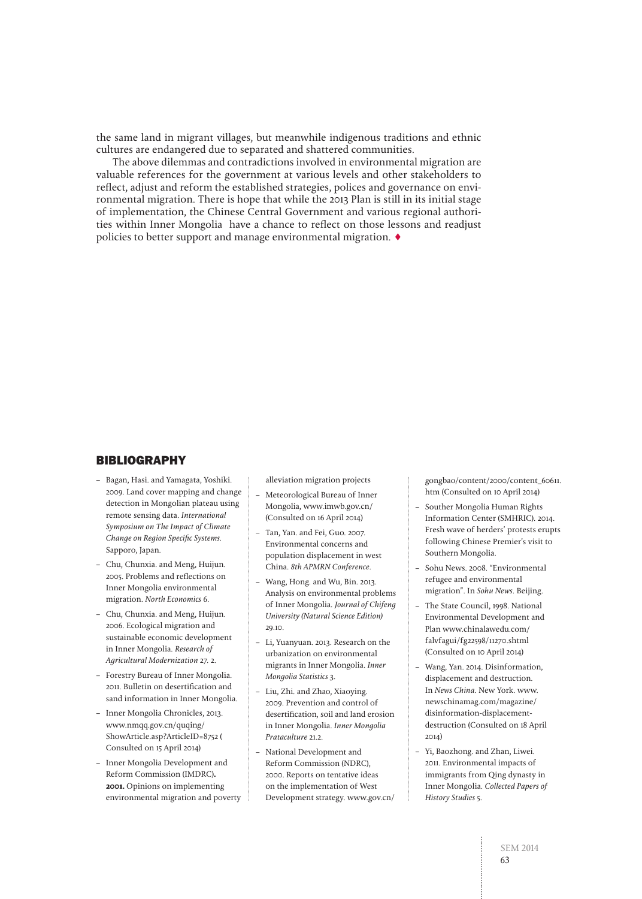the same land in migrant villages, but meanwhile indigenous traditions and ethnic cultures are endangered due to separated and shattered communities.

The above dilemmas and contradictions involved in environmental migration are valuable references for the government at various levels and other stakeholders to reflect, adjust and reform the established strategies, polices and governance on environmental migration. There is hope that while the 2013 Plan is still in its initial stage of implementation, the Chinese Central Government and various regional authorities within Inner Mongolia have a chance to reflect on those lessons and readjust policies to better support and manage environmental migration. ♦

## BIBLIOGRAPHY

- Bagan, Hasi. and Yamagata, Yoshiki. 2009. Land cover mapping and change detection in Mongolian plateau using remote sensing data. *International Symposium on The Impact of Climate Change on Region Specific Systems.* Sapporo, Japan.
- Chu, Chunxia. and Meng, Huijun. 2005. Problems and reflections on Inner Mongolia environmental migration. *North Economics* 6.
- Chu, Chunxia. and Meng, Huijun. 2006. Ecological migration and sustainable economic development in Inner Mongolia. *Research of Agricultural Modernization* 27. 2.
- Forestry Bureau of Inner Mongolia. 2011. Bulletin on desertification and sand information in Inner Mongolia.
- Inner Mongolia Chronicles, 2013. www.nmqq.gov.cn/quqing/ShowArticle.asp?ArticleID=8752 ( Consulted on 15 April 2014)
- Inner Mongolia Development and Reform Commission (IMDRC)**. 2001.** Opinions on implementing environmental migration and poverty alleviation migration projects
- Meteorological Bureau of Inner Mongolia, www.imwb.gov.cn/ (Consulted on 16 April 2014)
- Tan, Yan. and Fei, Guo. 2007. Environmental concerns and population displacement in west China. *8th APMRN Conference*.
- Wang, Hong. and Wu, Bin. 2013. Analysis on environmental problems of Inner Mongolia. *Journal of Chifeng University (Natural Science Edition)* 29.10.
- Li, Yuanyuan. 2013. Research on the urbanization on environmental migrants in Inner Mongolia. *Inner Mongolia Statistics* 3.
- Liu, Zhi. and Zhao, Xiaoying. 2009. Prevention and control of desertification, soil and land erosion in Inner Mongolia. *Inner Mongolia Prataculture* 21.2.
- National Development and Reform Commission (NDRC), 2000. Reports on tentative ideas on the implementation of West Development strategy. www.gov.cn/gongbao/content/2000/content_60611.htm (Consulted on 10 April 2014)
- Souther Mongolia Human Rights Information Center (SMHRIC). 2014. Fresh wave of herders' protests erupts following Chinese Premier's visit to Southern Mongolia.
- Sohu News. 2008. "Environmental refugee and environmental migration". In *Sohu News*. Beijing.
- The State Council, 1998. National Environmental Development and Plan www.chinalawedu.com/falvfagui/fg22598/11270.shtml (Consulted on 10 April 2014)
- Wang, Yan. 2014. Disinformation, displacement and destruction. In *News China*. New York. www.newschinamag.com/magazine/disinformation-displacement-destruction (Consulted on 18 April 2014)
- Yi, Baozhong. and Zhan, Liwei. 2011. Environmental impacts of immigrants from Qing dynasty in Inner Mongolia. *Collected Papers of History Studies* 5.